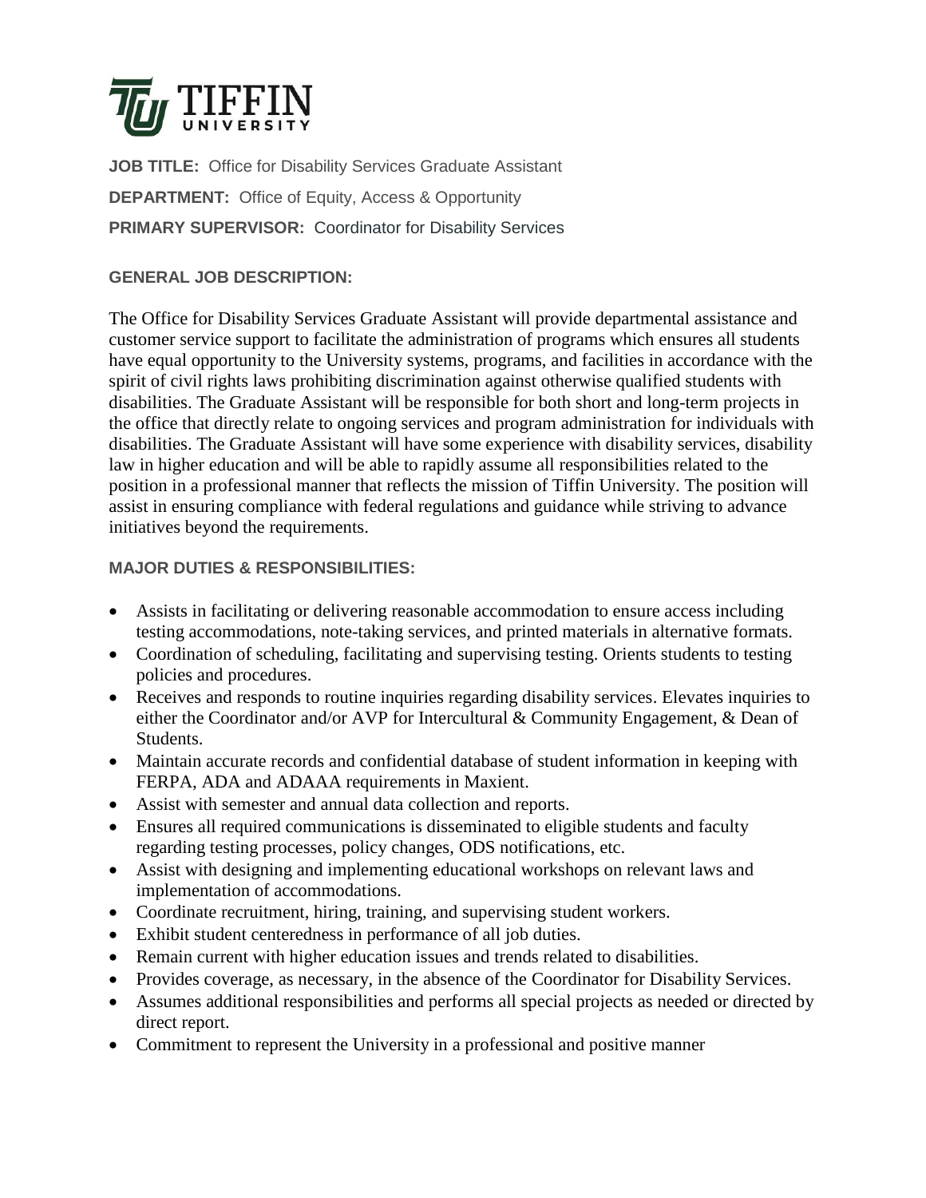# TIFFIN UNIVERSITY

**JOB TITLE:** Office for Disability Services Graduate Assistant

**DEPARTMENT:** Office of Equity, Access & Opportunity

**PRIMARY SUPERVISOR:** Coordinator for Disability Services

**GENERAL JOB DESCRIPTION:**

The Office for Disability Services Graduate Assistant will provide departmental assistance and customer service support to facilitate the administration of programs which ensures all students have equal opportunity to the University systems, programs, and facilities in accordance with the spirit of civil rights laws prohibiting discrimination against otherwise qualified students with disabilities. The Graduate Assistant will be responsible for both short and long-term projects in the office that directly relate to ongoing services and program administration for individuals with disabilities. The Graduate Assistant will have some experience with disability services, disability law in higher education and will be able to rapidly assume all responsibilities related to the position in a professional manner that reflects the mission of Tiffin University. The position will assist in ensuring compliance with federal regulations and guidance while striving to advance initiatives beyond the requirements.

**MAJOR DUTIES & RESPONSIBILITIES:**

- Assists in facilitating or delivering reasonable accommodation to ensure access including testing accommodations, note-taking services, and printed materials in alternative formats.
- Coordination of scheduling, facilitating and supervising testing. Orients students to testing policies and procedures.
- Receives and responds to routine inquiries regarding disability services. Elevates inquiries to either the Coordinator and/or AVP for Intercultural & Community Engagement, & Dean of Students.
- Maintain accurate records and confidential database of student information in keeping with FERPA, ADA and ADAAA requirements in Maxient.
- Assist with semester and annual data collection and reports.
- Ensures all required communications is disseminated to eligible students and faculty regarding testing processes, policy changes, ODS notifications, etc.
- Assist with designing and implementing educational workshops on relevant laws and implementation of accommodations.
- Coordinate recruitment, hiring, training, and supervising student workers.
- Exhibit student centeredness in performance of all job duties.
- Remain current with higher education issues and trends related to disabilities.
- Provides coverage, as necessary, in the absence of the Coordinator for Disability Services.
- Assumes additional responsibilities and performs all special projects as needed or directed by direct report.
- Commitment to represent the University in a professional and positive manner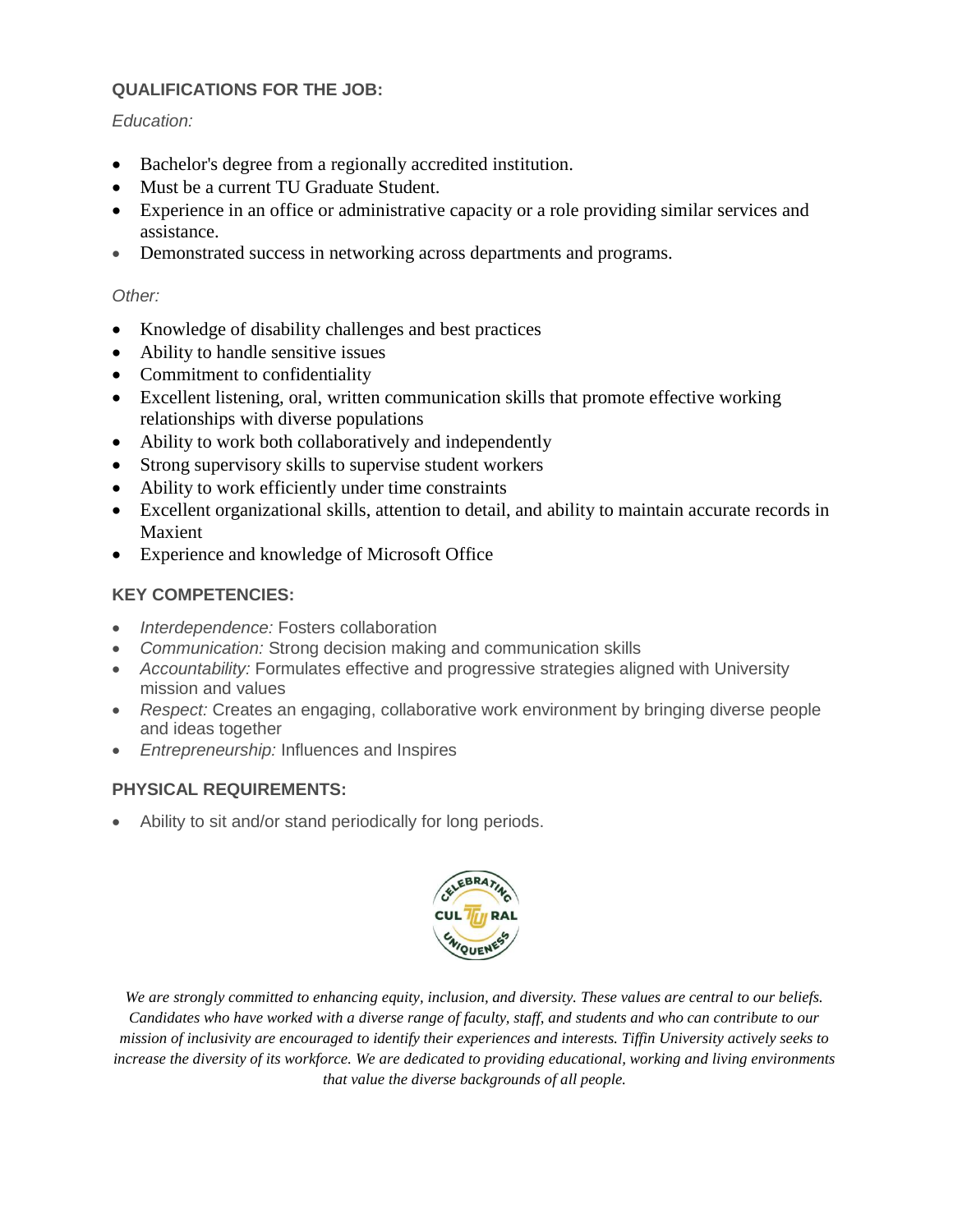### QUALIFICATIONS FOR THE JOB:

*Education:*

- Bachelor's degree from a regionally accredited institution.
- Must be a current TU Graduate Student.
- Experience in an office or administrative capacity or a role providing similar services and assistance.
- Demonstrated success in networking across departments and programs.

*Other:*

- Knowledge of disability challenges and best practices
- Ability to handle sensitive issues
- Commitment to confidentiality
- Excellent listening, oral, written communication skills that promote effective working relationships with diverse populations
- Ability to work both collaboratively and independently
- Strong supervisory skills to supervise student workers
- Ability to work efficiently under time constraints
- Excellent organizational skills, attention to detail, and ability to maintain accurate records in Maxient
- Experience and knowledge of Microsoft Office

### KEY COMPETENCIES:

- *Interdependence:* Fosters collaboration
- *Communication:* Strong decision making and communication skills
- *Accountability:* Formulates effective and progressive strategies aligned with University mission and values
- *Respect:* Creates an engaging, collaborative work environment by bringing diverse people and ideas together
- *Entrepreneurship:* Influences and Inspires

### PHYSICAL REQUIREMENTS:

- Ability to sit and/or stand periodically for long periods.

*We are strongly committed to enhancing equity, inclusion, and diversity. These values are central to our beliefs. Candidates who have worked with a diverse range of faculty, staff, and students and who can contribute to our mission of inclusivity are encouraged to identify their experiences and interests. Tiffin University actively seeks to increase the diversity of its workforce. We are dedicated to providing educational, working and living environments that value the diverse backgrounds of all people.*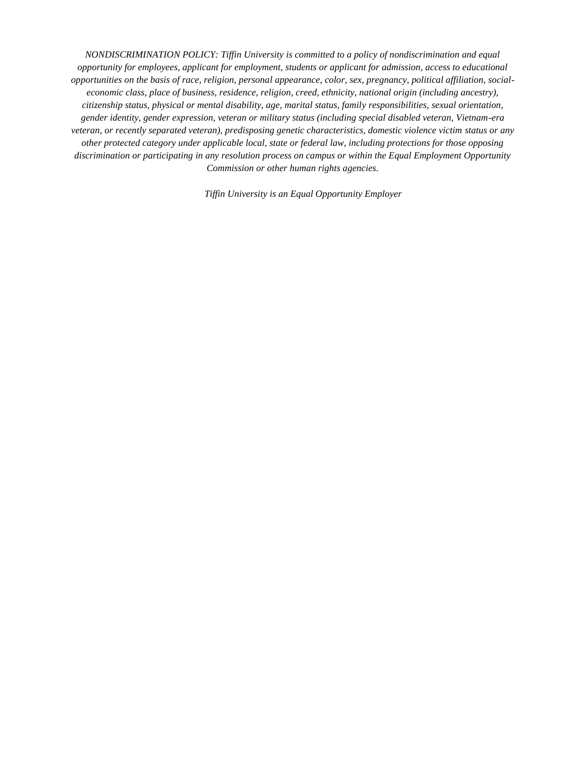*NONDISCRIMINATION POLICY: Tiffin University is committed to a policy of nondiscrimination and equal opportunity for employees, applicant for employment, students or applicant for admission, access to educational opportunities on the basis of race, religion, personal appearance, color, sex, pregnancy, political affiliation, social-economic class, place of business, residence, religion, creed, ethnicity, national origin (including ancestry), citizenship status, physical or mental disability, age, marital status, family responsibilities, sexual orientation, gender identity, gender expression, veteran or military status (including special disabled veteran, Vietnam-era veteran, or recently separated veteran), predisposing genetic characteristics, domestic violence victim status or any other protected category under applicable local, state or federal law, including protections for those opposing discrimination or participating in any resolution process on campus or within the Equal Employment Opportunity Commission or other human rights agencies.*

*Tiffin University is an Equal Opportunity Employer*